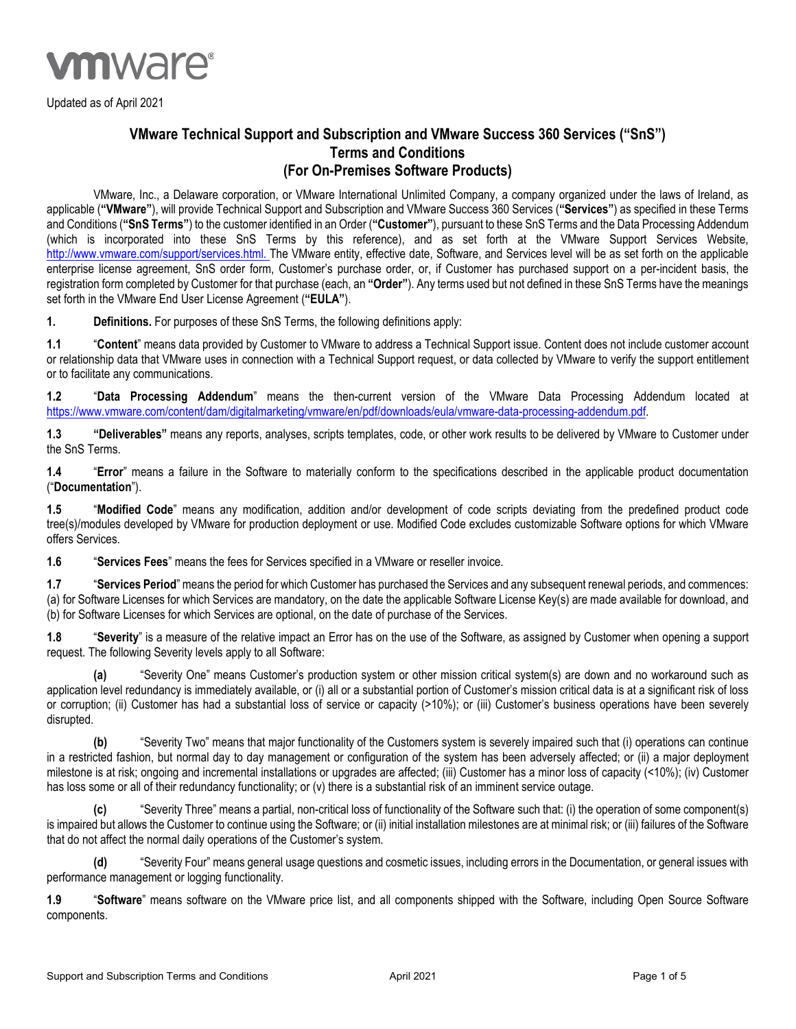vmware®

Updated as of April 2021

# VMware Technical Support and Subscription and VMware Success 360 Services ("SnS") Terms and Conditions (For On-Premises Software Products)

VMware, Inc., a Delaware corporation, or VMware International Unlimited Company, a company organized under the laws of Ireland, as applicable (**"VMware"**), will provide Technical Support and Subscription and VMware Success 360 Services (**"Services"**) as specified in these Terms and Conditions (**"SnS Terms"**) to the customer identified in an Order (**"Customer"**), pursuant to these SnS Terms and the Data Processing Addendum (which is incorporated into these SnS Terms by this reference), and as set forth at the VMware Support Services Website, http://www.vmware.com/support/services.html. The VMware entity, effective date, Software, and Services level will be as set forth on the applicable enterprise license agreement, SnS order form, Customer's purchase order, or, if Customer has purchased support on a per-incident basis, the registration form completed by Customer for that purchase (each, an **"Order"**). Any terms used but not defined in these SnS Terms have the meanings set forth in the VMware End User License Agreement (**"EULA"**).

**1. Definitions.** For purposes of these SnS Terms, the following definitions apply:

**1.1** "**Content**" means data provided by Customer to VMware to address a Technical Support issue. Content does not include customer account or relationship data that VMware uses in connection with a Technical Support request, or data collected by VMware to verify the support entitlement or to facilitate any communications.

**1.2** "**Data Processing Addendum**" means the then-current version of the VMware Data Processing Addendum located at https://www.vmware.com/content/dam/digitalmarketing/vmware/en/pdf/downloads/eula/vmware-data-processing-addendum.pdf.

**1.3** **"Deliverables"** means any reports, analyses, scripts templates, code, or other work results to be delivered by VMware to Customer under the SnS Terms.

**1.4** "**Error**" means a failure in the Software to materially conform to the specifications described in the applicable product documentation ("**Documentation**").

**1.5** "**Modified Code**" means any modification, addition and/or development of code scripts deviating from the predefined product code tree(s)/modules developed by VMware for production deployment or use. Modified Code excludes customizable Software options for which VMware offers Services.

**1.6** "**Services Fees**" means the fees for Services specified in a VMware or reseller invoice.

**1.7** "**Services Period**" means the period for which Customer has purchased the Services and any subsequent renewal periods, and commences: (a) for Software Licenses for which Services are mandatory, on the date the applicable Software License Key(s) are made available for download, and (b) for Software Licenses for which Services are optional, on the date of purchase of the Services.

**1.8** "**Severity**" is a measure of the relative impact an Error has on the use of the Software, as assigned by Customer when opening a support request. The following Severity levels apply to all Software:

**(a)** "Severity One" means Customer's production system or other mission critical system(s) are down and no workaround such as application level redundancy is immediately available, or (i) all or a substantial portion of Customer's mission critical data is at a significant risk of loss or corruption; (ii) Customer has had a substantial loss of service or capacity (>10%); or (iii) Customer's business operations have been severely disrupted.

**(b)** "Severity Two" means that major functionality of the Customers system is severely impaired such that (i) operations can continue in a restricted fashion, but normal day to day management or configuration of the system has been adversely affected; or (ii) a major deployment milestone is at risk; ongoing and incremental installations or upgrades are affected; (iii) Customer has a minor loss of capacity (<10%); (iv) Customer has loss some or all of their redundancy functionality; or (v) there is a substantial risk of an imminent service outage.

**(c)** "Severity Three" means a partial, non-critical loss of functionality of the Software such that: (i) the operation of some component(s) is impaired but allows the Customer to continue using the Software; or (ii) initial installation milestones are at minimal risk; or (iii) failures of the Software that do not affect the normal daily operations of the Customer's system.

**(d)** "Severity Four" means general usage questions and cosmetic issues, including errors in the Documentation, or general issues with performance management or logging functionality.

**1.9** "**Software**" means software on the VMware price list, and all components shipped with the Software, including Open Source Software components.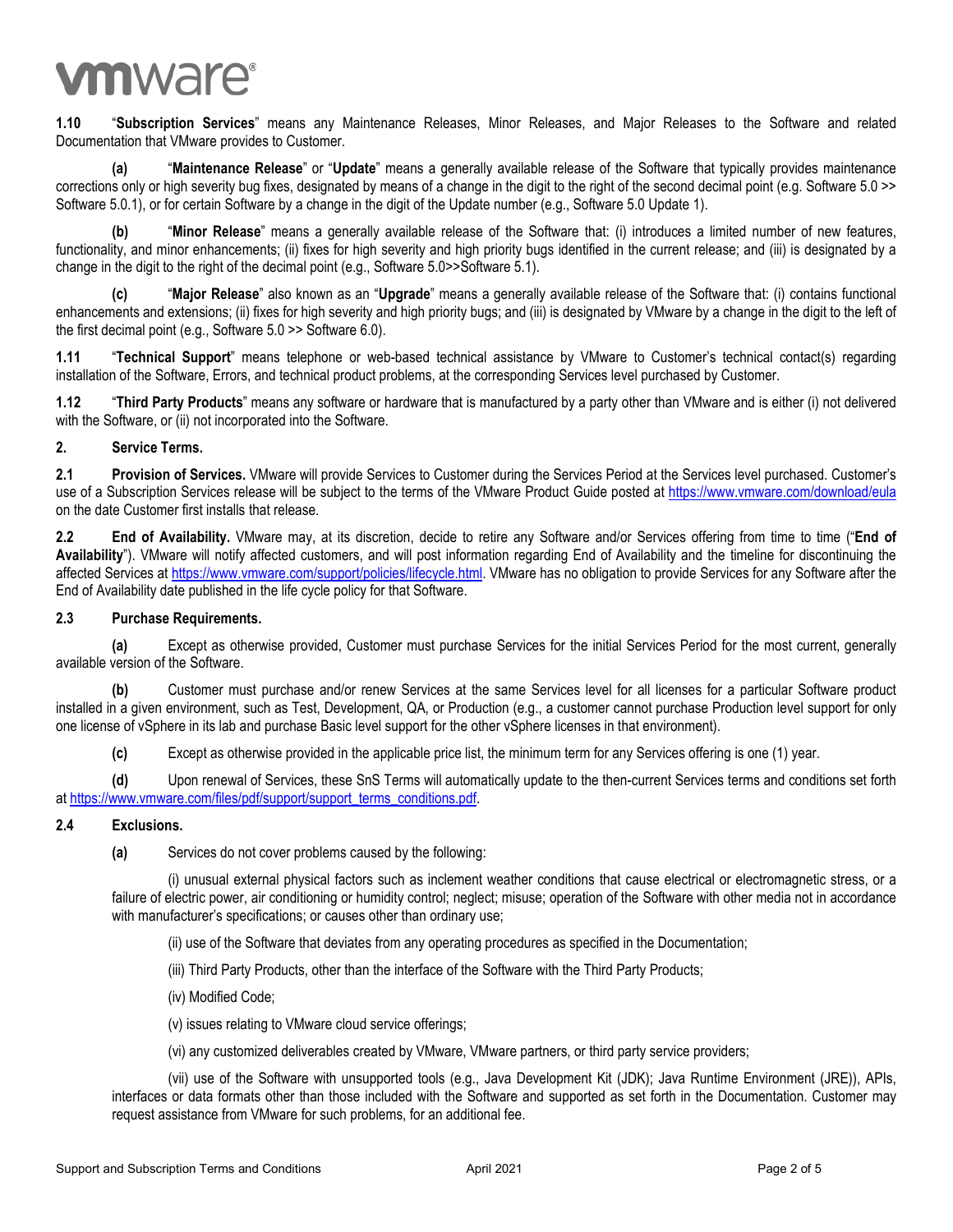**1.10** "**Subscription Services**" means any Maintenance Releases, Minor Releases, and Major Releases to the Software and related Documentation that VMware provides to Customer.

**(a)** "**Maintenance Release**" or "**Update**" means a generally available release of the Software that typically provides maintenance corrections only or high severity bug fixes, designated by means of a change in the digit to the right of the second decimal point (e.g. Software 5.0 >> Software 5.0.1), or for certain Software by a change in the digit of the Update number (e.g., Software 5.0 Update 1).

**(b)** "**Minor Release**" means a generally available release of the Software that: (i) introduces a limited number of new features, functionality, and minor enhancements; (ii) fixes for high severity and high priority bugs identified in the current release; and (iii) is designated by a change in the digit to the right of the decimal point (e.g., Software 5.0>>Software 5.1).

**(c)** "**Major Release**" also known as an "**Upgrade**" means a generally available release of the Software that: (i) contains functional enhancements and extensions; (ii) fixes for high severity and high priority bugs; and (iii) is designated by VMware by a change in the digit to the left of the first decimal point (e.g., Software 5.0 >> Software 6.0).

**1.11** "**Technical Support**" means telephone or web-based technical assistance by VMware to Customer's technical contact(s) regarding installation of the Software, Errors, and technical product problems, at the corresponding Services level purchased by Customer.

**1.12** "**Third Party Products**" means any software or hardware that is manufactured by a party other than VMware and is either (i) not delivered with the Software, or (ii) not incorporated into the Software.

## 2. Service Terms.

**2.1 Provision of Services.** VMware will provide Services to Customer during the Services Period at the Services level purchased. Customer's use of a Subscription Services release will be subject to the terms of the VMware Product Guide posted at https://www.vmware.com/download/eula on the date Customer first installs that release.

**2.2 End of Availability.** VMware may, at its discretion, decide to retire any Software and/or Services offering from time to time ("**End of Availability**"). VMware will notify affected customers, and will post information regarding End of Availability and the timeline for discontinuing the affected Services at https://www.vmware.com/support/policies/lifecycle.html. VMware has no obligation to provide Services for any Software after the End of Availability date published in the life cycle policy for that Software.

**2.3 Purchase Requirements.**

**(a)** Except as otherwise provided, Customer must purchase Services for the initial Services Period for the most current, generally available version of the Software.

**(b)** Customer must purchase and/or renew Services at the same Services level for all licenses for a particular Software product installed in a given environment, such as Test, Development, QA, or Production (e.g., a customer cannot purchase Production level support for only one license of vSphere in its lab and purchase Basic level support for the other vSphere licenses in that environment).

**(c)** Except as otherwise provided in the applicable price list, the minimum term for any Services offering is one (1) year.

**(d)** Upon renewal of Services, these SnS Terms will automatically update to the then-current Services terms and conditions set forth at https://www.vmware.com/files/pdf/support/support_terms_conditions.pdf.

**2.4 Exclusions.**

**(a)** Services do not cover problems caused by the following:

(i) unusual external physical factors such as inclement weather conditions that cause electrical or electromagnetic stress, or a failure of electric power, air conditioning or humidity control; neglect; misuse; operation of the Software with other media not in accordance with manufacturer's specifications; or causes other than ordinary use;

(ii) use of the Software that deviates from any operating procedures as specified in the Documentation;

(iii) Third Party Products, other than the interface of the Software with the Third Party Products;

(iv) Modified Code;

(v) issues relating to VMware cloud service offerings;

(vi) any customized deliverables created by VMware, VMware partners, or third party service providers;

(vii) use of the Software with unsupported tools (e.g., Java Development Kit (JDK); Java Runtime Environment (JRE)), APIs, interfaces or data formats other than those included with the Software and supported as set forth in the Documentation. Customer may request assistance from VMware for such problems, for an additional fee.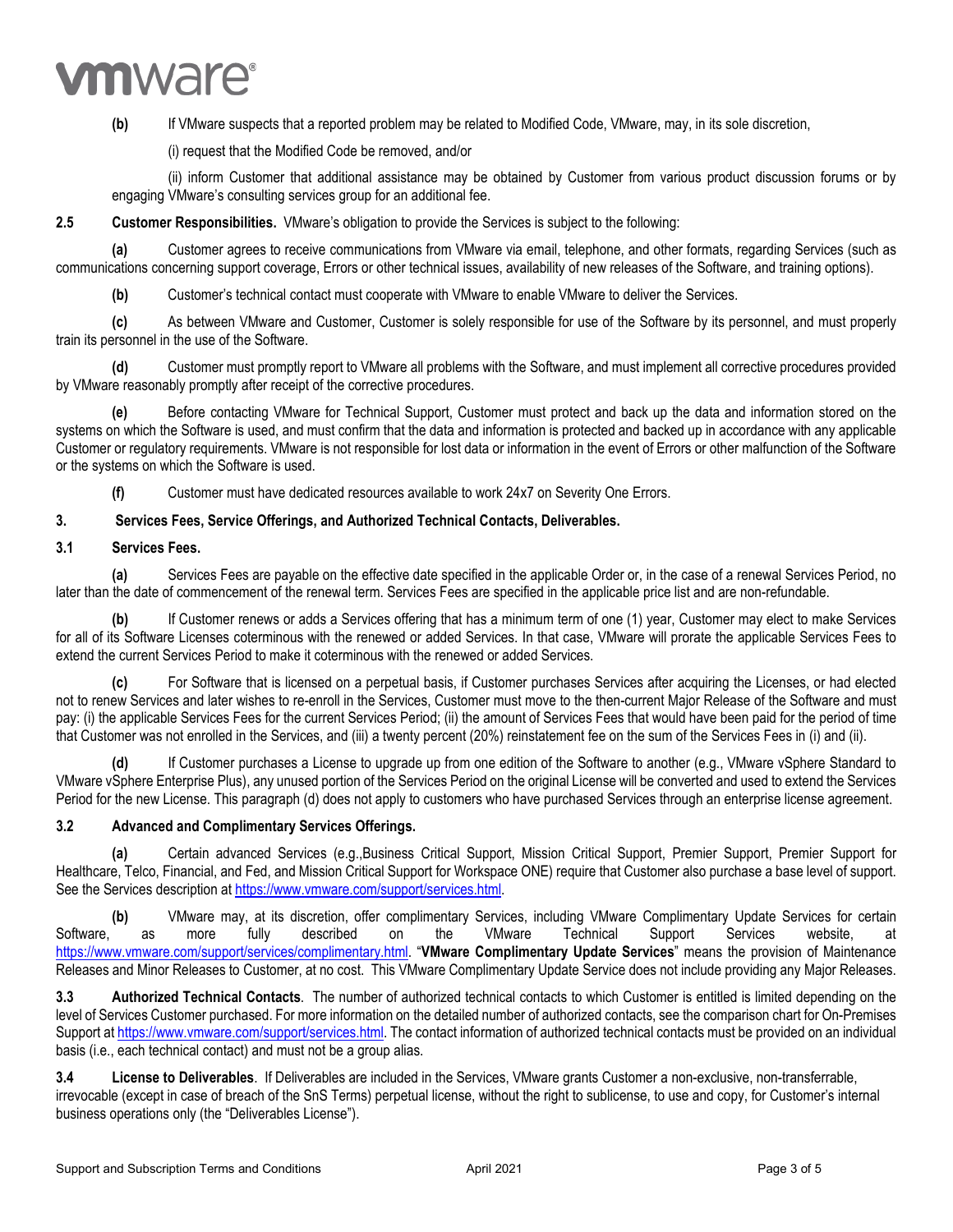**(b)** If VMware suspects that a reported problem may be related to Modified Code, VMware, may, in its sole discretion,

(i) request that the Modified Code be removed, and/or

(ii) inform Customer that additional assistance may be obtained by Customer from various product discussion forums or by engaging VMware's consulting services group for an additional fee.

**2.5 Customer Responsibilities.** VMware's obligation to provide the Services is subject to the following:

**(a)** Customer agrees to receive communications from VMware via email, telephone, and other formats, regarding Services (such as communications concerning support coverage, Errors or other technical issues, availability of new releases of the Software, and training options).

**(b)** Customer's technical contact must cooperate with VMware to enable VMware to deliver the Services.

**(c)** As between VMware and Customer, Customer is solely responsible for use of the Software by its personnel, and must properly train its personnel in the use of the Software.

**(d)** Customer must promptly report to VMware all problems with the Software, and must implement all corrective procedures provided by VMware reasonably promptly after receipt of the corrective procedures.

**(e)** Before contacting VMware for Technical Support, Customer must protect and back up the data and information stored on the systems on which the Software is used, and must confirm that the data and information is protected and backed up in accordance with any applicable Customer or regulatory requirements. VMware is not responsible for lost data or information in the event of Errors or other malfunction of the Software or the systems on which the Software is used.

**(f)** Customer must have dedicated resources available to work 24x7 on Severity One Errors.

## 3. Services Fees, Service Offerings, and Authorized Technical Contacts, Deliverables.

### 3.1 Services Fees.

**(a)** Services Fees are payable on the effective date specified in the applicable Order or, in the case of a renewal Services Period, no later than the date of commencement of the renewal term. Services Fees are specified in the applicable price list and are non-refundable.

**(b)** If Customer renews or adds a Services offering that has a minimum term of one (1) year, Customer may elect to make Services for all of its Software Licenses coterminous with the renewed or added Services. In that case, VMware will prorate the applicable Services Fees to extend the current Services Period to make it coterminous with the renewed or added Services.

**(c)** For Software that is licensed on a perpetual basis, if Customer purchases Services after acquiring the Licenses, or had elected not to renew Services and later wishes to re-enroll in the Services, Customer must move to the then-current Major Release of the Software and must pay: (i) the applicable Services Fees for the current Services Period; (ii) the amount of Services Fees that would have been paid for the period of time that Customer was not enrolled in the Services, and (iii) a twenty percent (20%) reinstatement fee on the sum of the Services Fees in (i) and (ii).

**(d)** If Customer purchases a License to upgrade up from one edition of the Software to another (e.g., VMware vSphere Standard to VMware vSphere Enterprise Plus), any unused portion of the Services Period on the original License will be converted and used to extend the Services Period for the new License. This paragraph (d) does not apply to customers who have purchased Services through an enterprise license agreement.

### 3.2 Advanced and Complimentary Services Offerings.

**(a)** Certain advanced Services (e.g.,Business Critical Support, Mission Critical Support, Premier Support, Premier Support for Healthcare, Telco, Financial, and Fed, and Mission Critical Support for Workspace ONE) require that Customer also purchase a base level of support. See the Services description at https://www.vmware.com/support/services.html.

**(b)** VMware may, at its discretion, offer complimentary Services, including VMware Complimentary Update Services for certain Software, as more fully described on the VMware Technical Support Services website, at https://www.vmware.com/support/services/complimentary.html. "**VMware Complimentary Update Services**" means the provision of Maintenance Releases and Minor Releases to Customer, at no cost. This VMware Complimentary Update Service does not include providing any Major Releases.

**3.3 Authorized Technical Contacts**. The number of authorized technical contacts to which Customer is entitled is limited depending on the level of Services Customer purchased. For more information on the detailed number of authorized contacts, see the comparison chart for On-Premises Support at https://www.vmware.com/support/services.html. The contact information of authorized technical contacts must be provided on an individual basis (i.e., each technical contact) and must not be a group alias.

**3.4 License to Deliverables**. If Deliverables are included in the Services, VMware grants Customer a non-exclusive, non-transferrable, irrevocable (except in case of breach of the SnS Terms) perpetual license, without the right to sublicense, to use and copy, for Customer's internal business operations only (the "Deliverables License").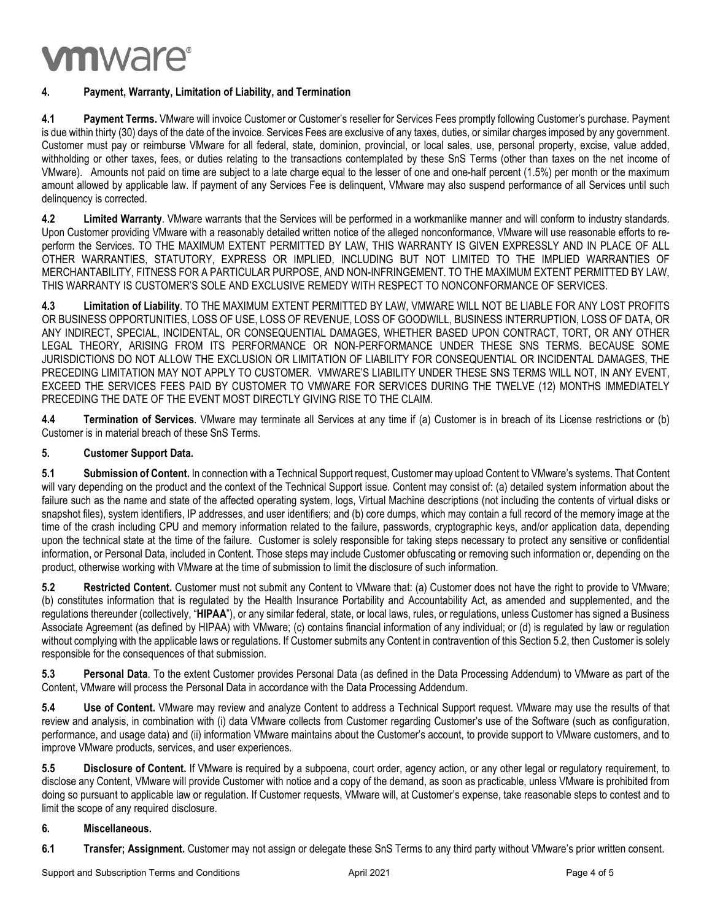## 4. Payment, Warranty, Limitation of Liability, and Termination

**4.1 Payment Terms.** VMware will invoice Customer or Customer's reseller for Services Fees promptly following Customer's purchase. Payment is due within thirty (30) days of the date of the invoice. Services Fees are exclusive of any taxes, duties, or similar charges imposed by any government. Customer must pay or reimburse VMware for all federal, state, dominion, provincial, or local sales, use, personal property, excise, value added, withholding or other taxes, fees, or duties relating to the transactions contemplated by these SnS Terms (other than taxes on the net income of VMware). Amounts not paid on time are subject to a late charge equal to the lesser of one and one-half percent (1.5%) per month or the maximum amount allowed by applicable law. If payment of any Services Fee is delinquent, VMware may also suspend performance of all Services until such delinquency is corrected.

**4.2 Limited Warranty**. VMware warrants that the Services will be performed in a workmanlike manner and will conform to industry standards. Upon Customer providing VMware with a reasonably detailed written notice of the alleged nonconformance, VMware will use reasonable efforts to re-perform the Services. TO THE MAXIMUM EXTENT PERMITTED BY LAW, THIS WARRANTY IS GIVEN EXPRESSLY AND IN PLACE OF ALL OTHER WARRANTIES, STATUTORY, EXPRESS OR IMPLIED, INCLUDING BUT NOT LIMITED TO THE IMPLIED WARRANTIES OF MERCHANTABILITY, FITNESS FOR A PARTICULAR PURPOSE, AND NON-INFRINGEMENT. TO THE MAXIMUM EXTENT PERMITTED BY LAW, THIS WARRANTY IS CUSTOMER'S SOLE AND EXCLUSIVE REMEDY WITH RESPECT TO NONCONFORMANCE OF SERVICES.

**4.3 Limitation of Liability**. TO THE MAXIMUM EXTENT PERMITTED BY LAW, VMWARE WILL NOT BE LIABLE FOR ANY LOST PROFITS OR BUSINESS OPPORTUNITIES, LOSS OF USE, LOSS OF REVENUE, LOSS OF GOODWILL, BUSINESS INTERRUPTION, LOSS OF DATA, OR ANY INDIRECT, SPECIAL, INCIDENTAL, OR CONSEQUENTIAL DAMAGES, WHETHER BASED UPON CONTRACT, TORT, OR ANY OTHER LEGAL THEORY, ARISING FROM ITS PERFORMANCE OR NON-PERFORMANCE UNDER THESE SNS TERMS. BECAUSE SOME JURISDICTIONS DO NOT ALLOW THE EXCLUSION OR LIMITATION OF LIABILITY FOR CONSEQUENTIAL OR INCIDENTAL DAMAGES, THE PRECEDING LIMITATION MAY NOT APPLY TO CUSTOMER. VMWARE'S LIABILITY UNDER THESE SNS TERMS WILL NOT, IN ANY EVENT, EXCEED THE SERVICES FEES PAID BY CUSTOMER TO VMWARE FOR SERVICES DURING THE TWELVE (12) MONTHS IMMEDIATELY PRECEDING THE DATE OF THE EVENT MOST DIRECTLY GIVING RISE TO THE CLAIM.

**4.4 Termination of Services**. VMware may terminate all Services at any time if (a) Customer is in breach of its License restrictions or (b) Customer is in material breach of these SnS Terms.

## 5. Customer Support Data.

**5.1 Submission of Content.** In connection with a Technical Support request, Customer may upload Content to VMware's systems. That Content will vary depending on the product and the context of the Technical Support issue. Content may consist of: (a) detailed system information about the failure such as the name and state of the affected operating system, logs, Virtual Machine descriptions (not including the contents of virtual disks or snapshot files), system identifiers, IP addresses, and user identifiers; and (b) core dumps, which may contain a full record of the memory image at the time of the crash including CPU and memory information related to the failure, passwords, cryptographic keys, and/or application data, depending upon the technical state at the time of the failure. Customer is solely responsible for taking steps necessary to protect any sensitive or confidential information, or Personal Data, included in Content. Those steps may include Customer obfuscating or removing such information or, depending on the product, otherwise working with VMware at the time of submission to limit the disclosure of such information.

**5.2 Restricted Content.** Customer must not submit any Content to VMware that: (a) Customer does not have the right to provide to VMware; (b) constitutes information that is regulated by the Health Insurance Portability and Accountability Act, as amended and supplemented, and the regulations thereunder (collectively, "**HIPAA**"), or any similar federal, state, or local laws, rules, or regulations, unless Customer has signed a Business Associate Agreement (as defined by HIPAA) with VMware; (c) contains financial information of any individual; or (d) is regulated by law or regulation without complying with the applicable laws or regulations. If Customer submits any Content in contravention of this Section 5.2, then Customer is solely responsible for the consequences of that submission.

**5.3 Personal Data**. To the extent Customer provides Personal Data (as defined in the Data Processing Addendum) to VMware as part of the Content, VMware will process the Personal Data in accordance with the Data Processing Addendum.

**5.4 Use of Content.** VMware may review and analyze Content to address a Technical Support request. VMware may use the results of that review and analysis, in combination with (i) data VMware collects from Customer regarding Customer's use of the Software (such as configuration, performance, and usage data) and (ii) information VMware maintains about the Customer's account, to provide support to VMware customers, and to improve VMware products, services, and user experiences.

**5.5 Disclosure of Content.** If VMware is required by a subpoena, court order, agency action, or any other legal or regulatory requirement, to disclose any Content, VMware will provide Customer with notice and a copy of the demand, as soon as practicable, unless VMware is prohibited from doing so pursuant to applicable law or regulation. If Customer requests, VMware will, at Customer's expense, take reasonable steps to contest and to limit the scope of any required disclosure.

## 6. Miscellaneous.

**6.1 Transfer; Assignment.** Customer may not assign or delegate these SnS Terms to any third party without VMware's prior written consent.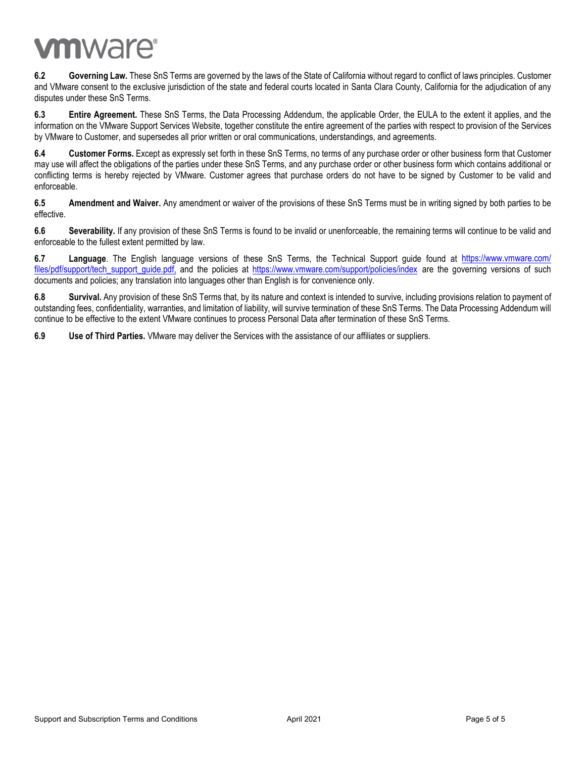**6.2 Governing Law.** These SnS Terms are governed by the laws of the State of California without regard to conflict of laws principles. Customer and VMware consent to the exclusive jurisdiction of the state and federal courts located in Santa Clara County, California for the adjudication of any disputes under these SnS Terms.

**6.3 Entire Agreement.** These SnS Terms, the Data Processing Addendum, the applicable Order, the EULA to the extent it applies, and the information on the VMware Support Services Website, together constitute the entire agreement of the parties with respect to provision of the Services by VMware to Customer, and supersedes all prior written or oral communications, understandings, and agreements.

**6.4 Customer Forms.** Except as expressly set forth in these SnS Terms, no terms of any purchase order or other business form that Customer may use will affect the obligations of the parties under these SnS Terms, and any purchase order or other business form which contains additional or conflicting terms is hereby rejected by VMware. Customer agrees that purchase orders do not have to be signed by Customer to be valid and enforceable.

**6.5 Amendment and Waiver.** Any amendment or waiver of the provisions of these SnS Terms must be in writing signed by both parties to be effective.

**6.6 Severability.** If any provision of these SnS Terms is found to be invalid or unenforceable, the remaining terms will continue to be valid and enforceable to the fullest extent permitted by law.

**6.7 Language**. The English language versions of these SnS Terms, the Technical Support guide found at https://www.vmware.com/files/pdf/support/tech_support_guide.pdf, and the policies at https://www.vmware.com/support/policies/index are the governing versions of such documents and policies; any translation into languages other than English is for convenience only.

**6.8 Survival.** Any provision of these SnS Terms that, by its nature and context is intended to survive, including provisions relation to payment of outstanding fees, confidentiality, warranties, and limitation of liability, will survive termination of these SnS Terms. The Data Processing Addendum will continue to be effective to the extent VMware continues to process Personal Data after termination of these SnS Terms.

**6.9 Use of Third Parties.** VMware may deliver the Services with the assistance of our affiliates or suppliers.